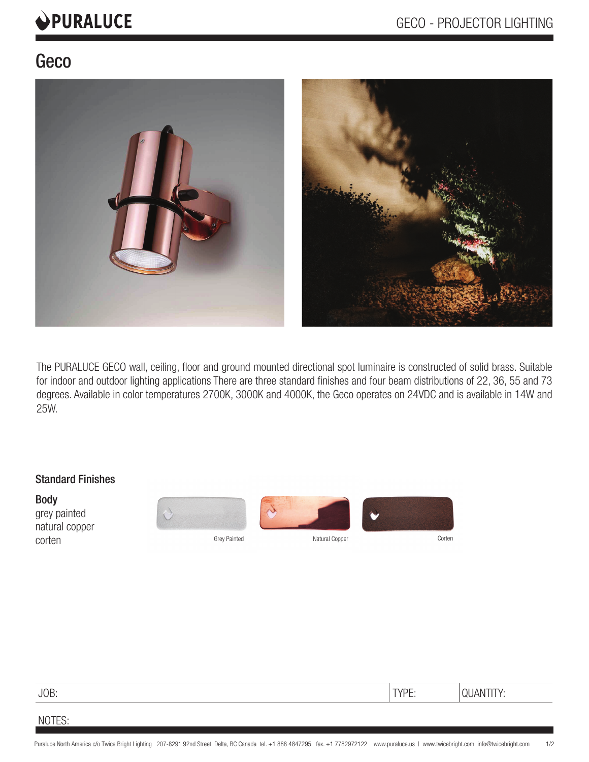# Geco

The PURALUCE GECO wall, ceiling, floor and ground mounted directional spot luminaire is constructed of solid brass. Suitable for indoor and outdoor lighting applications There are three standard finishes and four beam distributions of 22, 36, 55 and 73 degrees. Available in color temperatures 2700K, 3000K and 4000K, the Geco operates on 24VDC and is available in 14W and 25W.

## Standard Finishes

**Body**

grey painted
natural copper
corten

Grey Painted    Natural Copper    Corten

| JOB: | TYPE: | QUANTITY: |
|---|---|---|

NOTES: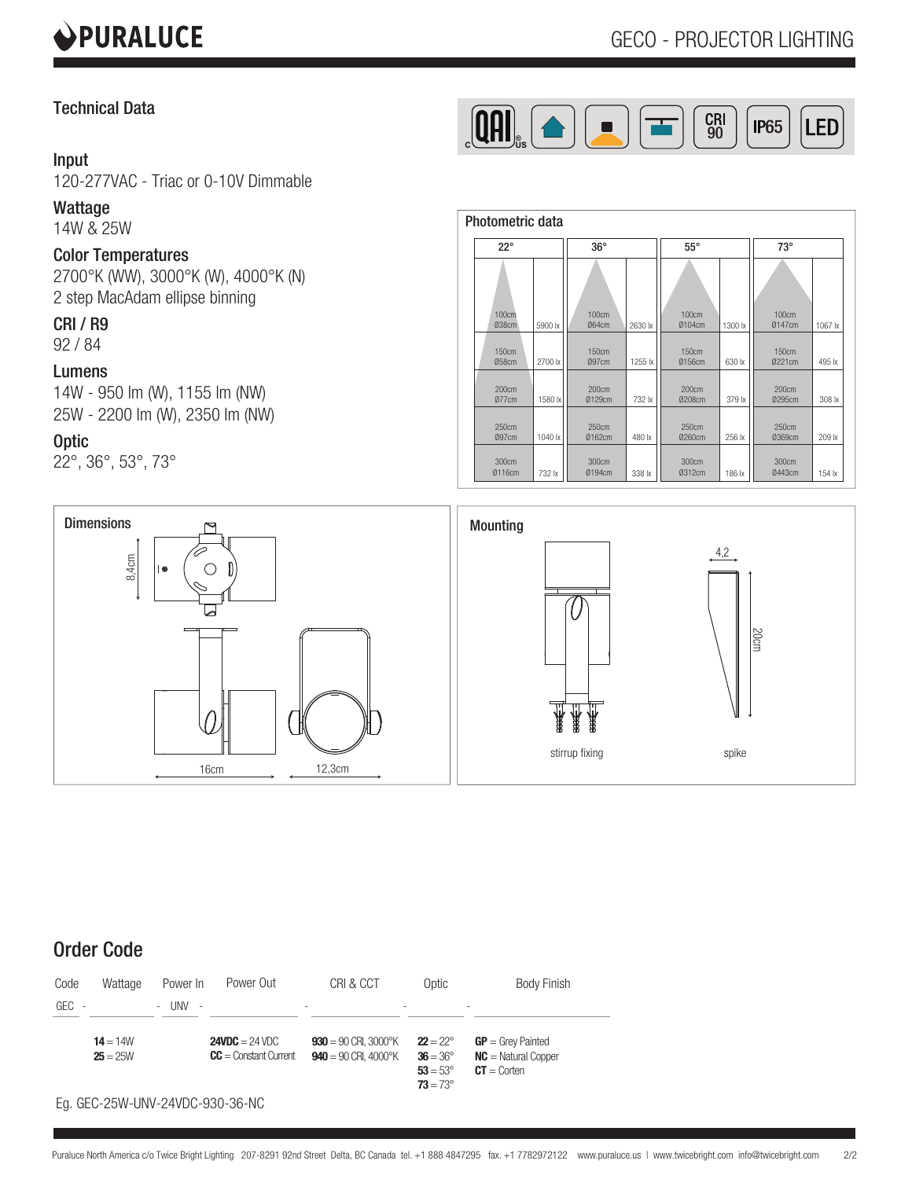# GECO - PROJECTOR LIGHTING

## Technical Data

CQAI US | CRI 90 | IP65 | LED

### Input
120-277VAC - Triac or 0-10V Dimmable

### Wattage
14W & 25W

### Color Temperatures
2700°K (WW), 3000°K (W), 4000°K (N)
2 step MacAdam ellipse binning

### CRI / R9
92 / 84

### Lumens
14W - 950 lm (W), 1155 lm (NW)
25W - 2200 lm (W), 2350 lm (NW)

### Optic
22°, 36°, 53°, 73°

## Photometric data

| 22° | | 36° | | 55° | | 73° | |
|---|---|---|---|---|---|---|---|
| 100cm Ø38cm | 5900 lx | 100cm Ø64cm | 2630 lx | 100cm Ø104cm | 1300 lx | 100cm Ø147cm | 1067 lx |
| 150cm Ø58cm | 2700 lx | 150cm Ø97cm | 1255 lx | 150cm Ø156cm | 630 lx | 150cm Ø221cm | 495 lx |
| 200cm Ø77cm | 1580 lx | 200cm Ø129cm | 732 lx | 200cm Ø208cm | 379 lx | 200cm Ø295cm | 308 lx |
| 250cm Ø97cm | 1040 lx | 250cm Ø162cm | 480 lx | 250cm Ø260cm | 256 lx | 250cm Ø369cm | 209 lx |
| 300cm Ø116cm | 732 lx | 300cm Ø194cm | 338 lx | 300cm Ø312cm | 186 lx | 300cm Ø443cm | 154 lx |

## Dimensions

8,4cm
16cm
12,3cm

## Mounting

4,2
20cm
stirrup fixing
spike

## Order Code

| Code | Wattage | Power In | Power Out | CRI & CCT | Optic | Body Finish |
|---|---|---|---|---|---|---|
| GEC - | | - UNV - | | - | - | - |
| | **14** = 14W<br>**25** = 25W | | **24VDC** = 24 VDC<br>**CC** = Constant Current | **930** = 90 CRI, 3000°K<br>**940** = 90 CRI, 4000°K | **22** = 22°<br>**36** = 36°<br>**53** = 53°<br>**73** = 73° | **GP** = Grey Painted<br>**NC** = Natural Copper<br>**CT** = Corten |

Eg. GEC-25W-UNV-24VDC-930-36-NC

Puraluce North America c/o Twice Bright Lighting 207-8291 92nd Street Delta, BC Canada tel. +1 888 4847295 fax. +1 7782972122 www.puraluce.us | www.twicebright.com info@twicebright.com